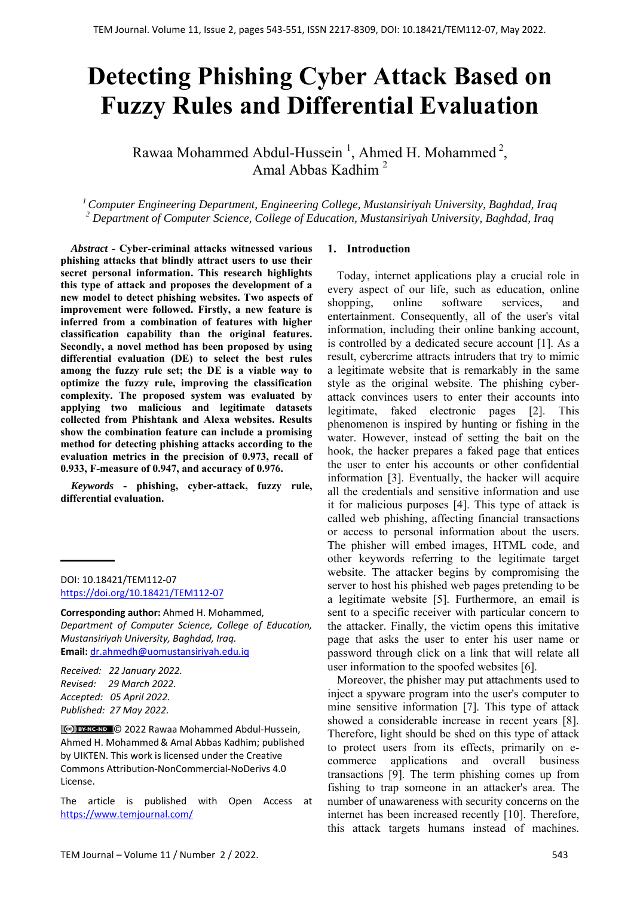# Detecting Phishing Cyber Attack Based on Fuzzy Rules and Differential Evaluation

Rawaa Mohammed Abdul-Hussein [1], Ahmed H. Mohammed [2], Amal Abbas Kadhim [2]

[1] *Computer Engineering Department, Engineering College, Mustansiriyah University, Baghdad, Iraq*
[2] *Department of Computer Science, College of Education, Mustansiriyah University, Baghdad, Iraq*

***Abstract* - Cyber-criminal attacks witnessed various phishing attacks that blindly attract users to use their secret personal information. This research highlights this type of attack and proposes the development of a new model to detect phishing websites. Two aspects of improvement were followed. Firstly, a new feature is inferred from a combination of features with higher classification capability than the original features. Secondly, a novel method has been proposed by using differential evaluation (DE) to select the best rules among the fuzzy rule set; the DE is a viable way to optimize the fuzzy rule, improving the classification complexity. The proposed system was evaluated by applying two malicious and legitimate datasets collected from Phishtank and Alexa websites. Results show the combination feature can include a promising method for detecting phishing attacks according to the evaluation metrics in the precision of 0.973, recall of 0.933, F-measure of 0.947, and accuracy of 0.976.**

***Keywords* - phishing, cyber-attack, fuzzy rule, differential evaluation.**

DOI: 10.18421/TEM112-07
https://doi.org/10.18421/TEM112-07

**Corresponding author:** Ahmed H. Mohammed,
*Department of Computer Science, College of Education, Mustansiriyah University, Baghdad, Iraq.*
**Email:** dr.ahmedh@uomustansiriyah.edu.iq

*Received: 22 January 2022.*
*Revised: 29 March 2022.*
*Accepted: 05 April 2022.*
*Published: 27 May 2022.*

© 2022 Rawaa Mohammed Abdul-Hussein, Ahmed H. Mohammed & Amal Abbas Kadhim; published by UIKTEN. This work is licensed under the Creative Commons Attribution-NonCommercial-NoDerivs 4.0 License.

The article is published with Open Access at https://www.temjournal.com/

## 1. Introduction

Today, internet applications play a crucial role in every aspect of our life, such as education, online shopping, online software services, and entertainment. Consequently, all of the user's vital information, including their online banking account, is controlled by a dedicated secure account [1]. As a result, cybercrime attracts intruders that try to mimic a legitimate website that is remarkably in the same style as the original website. The phishing cyber-attack convinces users to enter their accounts into legitimate, faked electronic pages [2]. This phenomenon is inspired by hunting or fishing in the water. However, instead of setting the bait on the hook, the hacker prepares a faked page that entices the user to enter his accounts or other confidential information [3]. Eventually, the hacker will acquire all the credentials and sensitive information and use it for malicious purposes [4]. This type of attack is called web phishing, affecting financial transactions or access to personal information about the users. The phisher will embed images, HTML code, and other keywords referring to the legitimate target website. The attacker begins by compromising the server to host his phished web pages pretending to be a legitimate website [5]. Furthermore, an email is sent to a specific receiver with particular concern to the attacker. Finally, the victim opens this imitative page that asks the user to enter his user name or password through click on a link that will relate all user information to the spoofed websites [6].

Moreover, the phisher may put attachments used to inject a spyware program into the user's computer to mine sensitive information [7]. This type of attack showed a considerable increase in recent years [8]. Therefore, light should be shed on this type of attack to protect users from its effects, primarily on e-commerce applications and overall business transactions [9]. The term phishing comes up from fishing to trap someone in an attacker's area. The number of unawareness with security concerns on the internet has been increased recently [10]. Therefore, this attack targets humans instead of machines.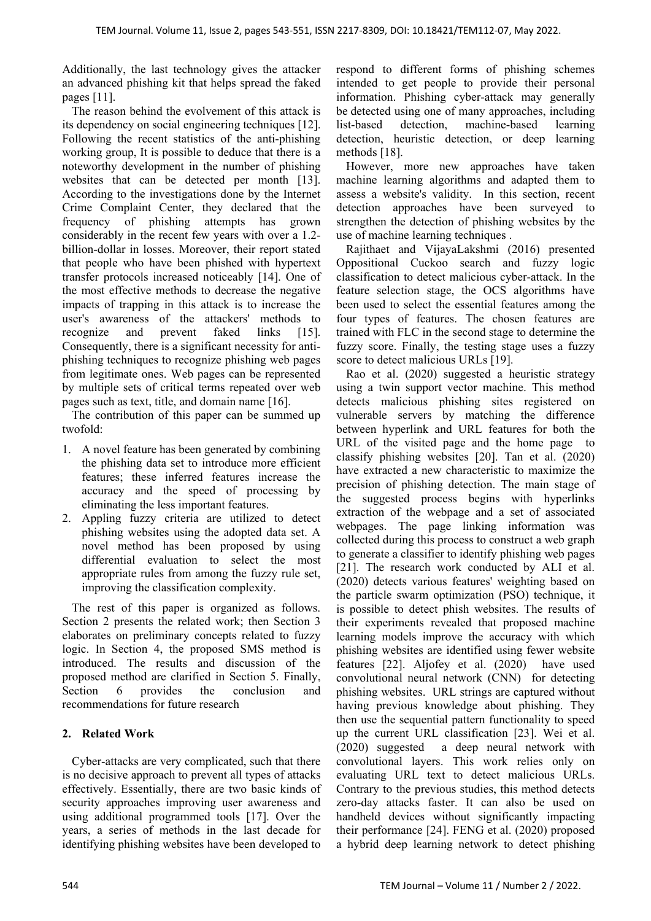Additionally, the last technology gives the attacker an advanced phishing kit that helps spread the faked pages [11].

The reason behind the evolvement of this attack is its dependency on social engineering techniques [12]. Following the recent statistics of the anti-phishing working group, It is possible to deduce that there is a noteworthy development in the number of phishing websites that can be detected per month [13]. According to the investigations done by the Internet Crime Complaint Center, they declared that the frequency of phishing attempts has grown considerably in the recent few years with over a 1.2-billion-dollar in losses. Moreover, their report stated that people who have been phished with hypertext transfer protocols increased noticeably [14]. One of the most effective methods to decrease the negative impacts of trapping in this attack is to increase the user's awareness of the attackers' methods to recognize and prevent faked links [15]. Consequently, there is a significant necessity for anti-phishing techniques to recognize phishing web pages from legitimate ones. Web pages can be represented by multiple sets of critical terms repeated over web pages such as text, title, and domain name [16].

The contribution of this paper can be summed up twofold:

1. A novel feature has been generated by combining the phishing data set to introduce more efficient features; these inferred features increase the accuracy and the speed of processing by eliminating the less important features.
2. Appling fuzzy criteria are utilized to detect phishing websites using the adopted data set. A novel method has been proposed by using differential evaluation to select the most appropriate rules from among the fuzzy rule set, improving the classification complexity.

The rest of this paper is organized as follows. Section 2 presents the related work; then Section 3 elaborates on preliminary concepts related to fuzzy logic. In Section 4, the proposed SMS method is introduced. The results and discussion of the proposed method are clarified in Section 5. Finally, Section 6 provides the conclusion and recommendations for future research

## 2. Related Work

Cyber-attacks are very complicated, such that there is no decisive approach to prevent all types of attacks effectively. Essentially, there are two basic kinds of security approaches improving user awareness and using additional programmed tools [17]. Over the years, a series of methods in the last decade for identifying phishing websites have been developed to respond to different forms of phishing schemes intended to get people to provide their personal information. Phishing cyber-attack may generally be detected using one of many approaches, including list-based detection, machine-based learning detection, heuristic detection, or deep learning methods [18].

However, more new approaches have taken machine learning algorithms and adapted them to assess a website's validity. In this section, recent detection approaches have been surveyed to strengthen the detection of phishing websites by the use of machine learning techniques .

Rajithaet and VijayaLakshmi (2016) presented Oppositional Cuckoo search and fuzzy logic classification to detect malicious cyber-attack. In the feature selection stage, the OCS algorithms have been used to select the essential features among the four types of features. The chosen features are trained with FLC in the second stage to determine the fuzzy score. Finally, the testing stage uses a fuzzy score to detect malicious URLs [19].

Rao et al. (2020) suggested a heuristic strategy using a twin support vector machine. This method detects malicious phishing sites registered on vulnerable servers by matching the difference between hyperlink and URL features for both the URL of the visited page and the home page to classify phishing websites [20]. Tan et al. (2020) have extracted a new characteristic to maximize the precision of phishing detection. The main stage of the suggested process begins with hyperlinks extraction of the webpage and a set of associated webpages. The page linking information was collected during this process to construct a web graph to generate a classifier to identify phishing web pages [21]. The research work conducted by ALI et al. (2020) detects various features' weighting based on the particle swarm optimization (PSO) technique, it is possible to detect phish websites. The results of their experiments revealed that proposed machine learning models improve the accuracy with which phishing websites are identified using fewer website features [22]. Aljofey et al. (2020) have used convolutional neural network (CNN) for detecting phishing websites. URL strings are captured without having previous knowledge about phishing. They then use the sequential pattern functionality to speed up the current URL classification [23]. Wei et al. (2020) suggested a deep neural network with convolutional layers. This work relies only on evaluating URL text to detect malicious URLs. Contrary to the previous studies, this method detects zero-day attacks faster. It can also be used on handheld devices without significantly impacting their performance [24]. FENG et al. (2020) proposed a hybrid deep learning network to detect phishing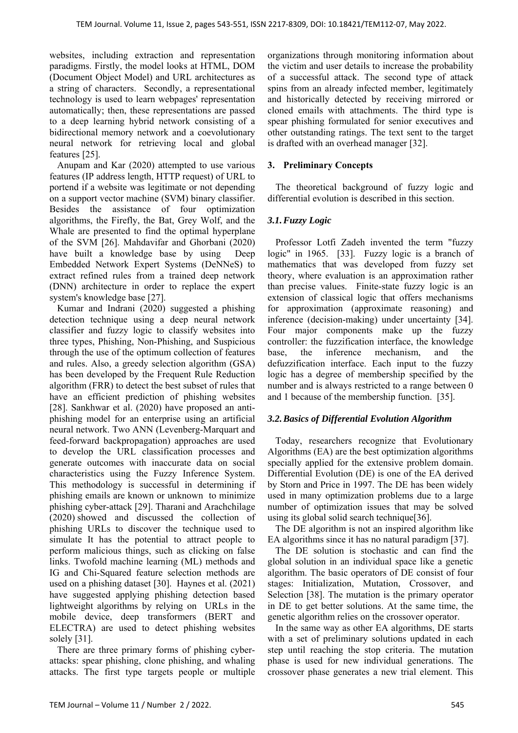websites, including extraction and representation paradigms. Firstly, the model looks at HTML, DOM (Document Object Model) and URL architectures as a string of characters. Secondly, a representational technology is used to learn webpages' representation automatically; then, these representations are passed to a deep learning hybrid network consisting of a bidirectional memory network and a coevolutionary neural network for retrieving local and global features [25].

Anupam and Kar (2020) attempted to use various features (IP address length, HTTP request) of URL to portend if a website was legitimate or not depending on a support vector machine (SVM) binary classifier. Besides the assistance of four optimization algorithms, the Firefly, the Bat, Grey Wolf, and the Whale are presented to find the optimal hyperplane of the SVM [26]. Mahdavifar and Ghorbani (2020) have built a knowledge base by using Deep Embedded Network Expert Systems (DeNNeS) to extract refined rules from a trained deep network (DNN) architecture in order to replace the expert system's knowledge base [27].

Kumar and Indrani (2020) suggested a phishing detection technique using a deep neural network classifier and fuzzy logic to classify websites into three types, Phishing, Non-Phishing, and Suspicious through the use of the optimum collection of features and rules. Also, a greedy selection algorithm (GSA) has been developed by the Frequent Rule Reduction algorithm (FRR) to detect the best subset of rules that have an efficient prediction of phishing websites [28]. Sankhwar et al. (2020) have proposed an anti-phishing model for an enterprise using an artificial neural network. Two ANN (Levenberg-Marquart and feed-forward backpropagation) approaches are used to develop the URL classification processes and generate outcomes with inaccurate data on social characteristics using the Fuzzy Inference System. This methodology is successful in determining if phishing emails are known or unknown to minimize phishing cyber-attack [29]. Tharani and Arachchilage (2020) showed and discussed the collection of phishing URLs to discover the technique used to simulate It has the potential to attract people to perform malicious things, such as clicking on false links. Twofold machine learning (ML) methods and IG and Chi-Squared feature selection methods are used on a phishing dataset [30]. Haynes et al. (2021) have suggested applying phishing detection based lightweight algorithms by relying on URLs in the mobile device, deep transformers (BERT and ELECTRA) are used to detect phishing websites solely [31].

There are three primary forms of phishing cyber-attacks: spear phishing, clone phishing, and whaling attacks. The first type targets people or multiple organizations through monitoring information about the victim and user details to increase the probability of a successful attack. The second type of attack spins from an already infected member, legitimately and historically detected by receiving mirrored or cloned emails with attachments. The third type is spear phishing formulated for senior executives and other outstanding ratings. The text sent to the target is drafted with an overhead manager [32].

## 3. Preliminary Concepts

The theoretical background of fuzzy logic and differential evolution is described in this section.

### *3.1. Fuzzy Logic*

Professor Lotfi Zadeh invented the term "fuzzy logic" in 1965. [33]. Fuzzy logic is a branch of mathematics that was developed from fuzzy set theory, where evaluation is an approximation rather than precise values. Finite-state fuzzy logic is an extension of classical logic that offers mechanisms for approximation (approximate reasoning) and inference (decision-making) under uncertainty [34]. Four major components make up the fuzzy controller: the fuzzification interface, the knowledge base, the inference mechanism, and the defuzzification interface. Each input to the fuzzy logic has a degree of membership specified by the number and is always restricted to a range between 0 and 1 because of the membership function. [35].

### *3.2. Basics of Differential Evolution Algorithm*

Today, researchers recognize that Evolutionary Algorithms (EA) are the best optimization algorithms specially applied for the extensive problem domain. Differential Evolution (DE) is one of the EA derived by Storn and Price in 1997. The DE has been widely used in many optimization problems due to a large number of optimization issues that may be solved using its global solid search technique[36].

The DE algorithm is not an inspired algorithm like EA algorithms since it has no natural paradigm [37].

The DE solution is stochastic and can find the global solution in an individual space like a genetic algorithm. The basic operators of DE consist of four stages: Initialization, Mutation, Crossover, and Selection [38]. The mutation is the primary operator in DE to get better solutions. At the same time, the genetic algorithm relies on the crossover operator.

In the same way as other EA algorithms, DE starts with a set of preliminary solutions updated in each step until reaching the stop criteria. The mutation phase is used for new individual generations. The crossover phase generates a new trial element. This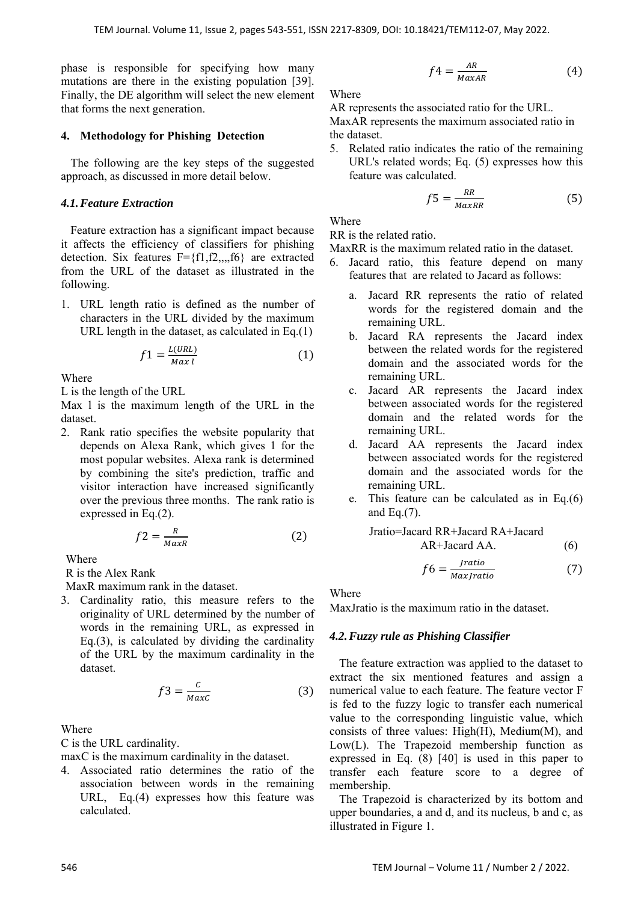phase is responsible for specifying how many mutations are there in the existing population [39]. Finally, the DE algorithm will select the new element that forms the next generation.

## 4. Methodology for Phishing Detection

The following are the key steps of the suggested approach, as discussed in more detail below.

### *4.1. Feature Extraction*

Feature extraction has a significant impact because it affects the efficiency of classifiers for phishing detection. Six features F={f1,f2,,,,f6} are extracted from the URL of the dataset as illustrated in the following.

1. URL length ratio is defined as the number of characters in the URL divided by the maximum URL length in the dataset, as calculated in Eq.(1)

$$f1 = \frac{L(URL)}{Max\ l} \tag{1}$$

Where

L is the length of the URL

Max l is the maximum length of the URL in the dataset.

2. Rank ratio specifies the website popularity that depends on Alexa Rank, which gives 1 for the most popular websites. Alexa rank is determined by combining the site's prediction, traffic and visitor interaction have increased significantly over the previous three months. The rank ratio is expressed in Eq.(2).

$$f2 = \frac{R}{MaxR} \tag{2}$$

Where

R is the Alex Rank

MaxR maximum rank in the dataset.

3. Cardinality ratio, this measure refers to the originality of URL determined by the number of words in the remaining URL, as expressed in Eq.(3), is calculated by dividing the cardinality of the URL by the maximum cardinality in the dataset.

$$f3 = \frac{C}{MaxC} \tag{3}$$

Where

C is the URL cardinality.

maxC is the maximum cardinality in the dataset.

4. Associated ratio determines the ratio of the association between words in the remaining URL, Eq.(4) expresses how this feature was calculated.

$$f4 = \frac{AR}{MaxAR} \tag{4}$$

Where

AR represents the associated ratio for the URL.

MaxAR represents the maximum associated ratio in the dataset.

5. Related ratio indicates the ratio of the remaining URL's related words; Eq. (5) expresses how this feature was calculated.

$$f5 = \frac{RR}{MaxRR} \tag{5}$$

Where

RR is the related ratio.

MaxRR is the maximum related ratio in the dataset.

6. Jacard ratio, this feature depend on many features that are related to Jacard as follows:

   a. Jacard RR represents the ratio of related words for the registered domain and the remaining URL.

   b. Jacard RA represents the Jacard index between the related words for the registered domain and the associated words for the remaining URL.

   c. Jacard AR represents the Jacard index between associated words for the registered domain and the related words for the remaining URL.

   d. Jacard AA represents the Jacard index between associated words for the registered domain and the associated words for the remaining URL.

   e. This feature can be calculated as in Eq.(6) and Eq.(7).

$$\text{Jratio=Jacard RR+Jacard RA+Jacard AR+Jacard AA.} \tag{6}$$

$$f6 = \frac{Jratio}{Max\,Jratio} \tag{7}$$

Where

MaxJratio is the maximum ratio in the dataset.

### *4.2. Fuzzy rule as Phishing Classifier*

The feature extraction was applied to the dataset to extract the six mentioned features and assign a numerical value to each feature. The feature vector F is fed to the fuzzy logic to transfer each numerical value to the corresponding linguistic value, which consists of three values: High(H), Medium(M), and Low(L). The Trapezoid membership function as expressed in Eq. (8) [40] is used in this paper to transfer each feature score to a degree of membership.

The Trapezoid is characterized by its bottom and upper boundaries, a and d, and its nucleus, b and c, as illustrated in Figure 1.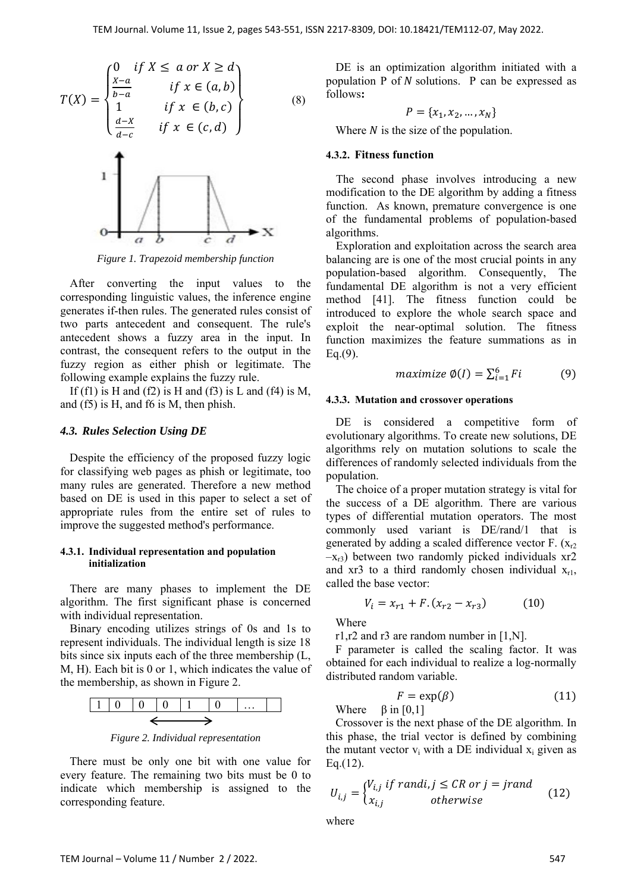$$T(X) = \begin{cases} 0 & if\ X \leq a\ or\ X \geq d \\ \frac{X-a}{b-a} & if\ x \in (a,b) \\ 1 & if\ x \in (b,c) \\ \frac{d-X}{d-c} & if\ x \in (c,d) \end{cases} \quad (8)$$

*Figure 1. Trapezoid membership function*

After converting the input values to the corresponding linguistic values, the inference engine generates if-then rules. The generated rules consist of two parts antecedent and consequent. The rule's antecedent shows a fuzzy area in the input. In contrast, the consequent refers to the output in the fuzzy region as either phish or legitimate. The following example explains the fuzzy rule.

If (f1) is H and (f2) is H and (f3) is L and (f4) is M, and (f5) is H, and f6 is M, then phish.

### *4.3. Rules Selection Using DE*

Despite the efficiency of the proposed fuzzy logic for classifying web pages as phish or legitimate, too many rules are generated. Therefore a new method based on DE is used in this paper to select a set of appropriate rules from the entire set of rules to improve the suggested method's performance.

#### 4.3.1. Individual representation and population initialization

There are many phases to implement the DE algorithm. The first significant phase is concerned with individual representation.

Binary encoding utilizes strings of 0s and 1s to represent individuals. The individual length is size 18 bits since six inputs each of the three membership (L, M, H). Each bit is 0 or 1, which indicates the value of the membership, as shown in Figure 2.

| 1 | 0 | 0 | 0 | 1 | 0 | … | |
|---|---|---|---|---|---|---|---|

*Figure 2. Individual representation*

There must be only one bit with one value for every feature. The remaining two bits must be 0 to indicate which membership is assigned to the corresponding feature.

DE is an optimization algorithm initiated with a population P of $N$ solutions. P can be expressed as follows**:**

$$P = \{x_1, x_2, \dots, x_N\}$$

Where $N$ is the size of the population.

#### 4.3.2. Fitness function

The second phase involves introducing a new modification to the DE algorithm by adding a fitness function. As known, premature convergence is one of the fundamental problems of population-based algorithms.

Exploration and exploitation across the search area balancing are is one of the most crucial points in any population-based algorithm. Consequently, The fundamental DE algorithm is not a very efficient method [41]. The fitness function could be introduced to explore the whole search space and exploit the near-optimal solution. The fitness function maximizes the feature summations as in Eq.(9).

$$maximize\ \emptyset(I) = \sum_{i=1}^{6} Fi \quad (9)$$

#### 4.3.3. Mutation and crossover operations

DE is considered a competitive form of evolutionary algorithms. To create new solutions, DE algorithms rely on mutation solutions to scale the differences of randomly selected individuals from the population.

The choice of a proper mutation strategy is vital for the success of a DE algorithm. There are various types of differential mutation operators. The most commonly used variant is DE/rand/1 that is generated by adding a scaled difference vector F. ($x_{r2}$ $-x_{r3}$) between two randomly picked individuals xr2 and xr3 to a third randomly chosen individual $x_{r1}$, called the base vector:

$$V_i = x_{r1} + F.(x_{r2} - x_{r3}) \quad (10)$$

Where

r1,r2 and r3 are random number in [1,N].

F parameter is called the scaling factor. It was obtained for each individual to realize a log-normally distributed random variable.

$$F = \exp(\beta) \quad (11)$$

Where β in [0,1]

Crossover is the next phase of the DE algorithm. In this phase, the trial vector is defined by combining the mutant vector $v_i$ with a DE individual $x_i$ given as Eq.(12).

$$U_{i,j} = \begin{cases} V_{i,j}\ if\ randi,j \leq CR\ or\ j = jrand \\ x_{i,j} \quad otherwise \end{cases} \quad (12)$$

where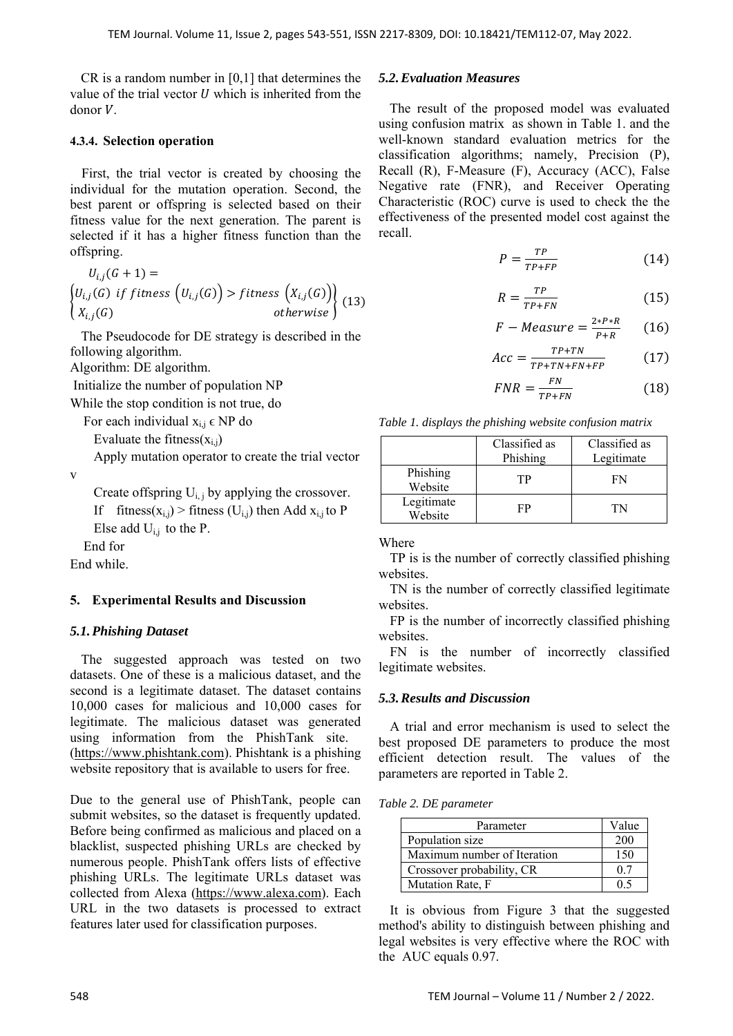CR is a random number in [0,1] that determines the value of the trial vector $U$ which is inherited from the donor $V$.

#### 4.3.4. Selection operation

First, the trial vector is created by choosing the individual for the mutation operation. Second, the best parent or offspring is selected based on their fitness value for the next generation. The parent is selected if it has a higher fitness function than the offspring.

$$U_{i,j}(G+1) = \begin{Bmatrix} U_{i,j}(G) \text{ if } fitness\left(U_{i,j}(G)\right) > fitness\left(X_{i,j}(G)\right) \\ X_{i,j}(G) \qquad\qquad\qquad\qquad otherwise \end{Bmatrix} \quad (13)$$

The Pseudocode for DE strategy is described in the following algorithm.

Algorithm: DE algorithm.

```
Initialize the number of population NP
While the stop condition is not true, do
   For each individual x_i,j ϵ NP do
      Evaluate the fitness(x_i,j)
      Apply mutation operator to create the trial vector v
      Create offspring U_i,j by applying the crossover.
      If  fitness(x_i,j) > fitness (U_i,j) then Add x_i,j to P
      Else add U_i,j to the P.
   End for
End while.
```

## 5. Experimental Results and Discussion

### 5.1. Phishing Dataset

The suggested approach was tested on two datasets. One of these is a malicious dataset, and the second is a legitimate dataset. The dataset contains 10,000 cases for malicious and 10,000 cases for legitimate. The malicious dataset was generated using information from the PhishTank site. (https://www.phishtank.com). Phishtank is a phishing website repository that is available to users for free.

Due to the general use of PhishTank, people can submit websites, so the dataset is frequently updated. Before being confirmed as malicious and placed on a blacklist, suspected phishing URLs are checked by numerous people. PhishTank offers lists of effective phishing URLs. The legitimate URLs dataset was collected from Alexa (https://www.alexa.com). Each URL in the two datasets is processed to extract features later used for classification purposes.

### 5.2. Evaluation Measures

The result of the proposed model was evaluated using confusion matrix as shown in Table 1. and the well-known standard evaluation metrics for the classification algorithms; namely, Precision (P), Recall (R), F-Measure (F), Accuracy (ACC), False Negative rate (FNR), and Receiver Operating Characteristic (ROC) curve is used to check the the effectiveness of the presented model cost against the recall.

$$P = \frac{TP}{TP+FP} \quad (14)$$

$$R = \frac{TP}{TP+FN} \quad (15)$$

$$F - Measure = \frac{2*P*R}{P+R} \quad (16)$$

$$Acc = \frac{TP+TN}{TP+TN+FN+FP} \quad (17)$$

$$FNR = \frac{FN}{TP+FN} \quad (18)$$

*Table 1. displays the phishing website confusion matrix*

| | Classified as Phishing | Classified as Legitimate |
|---|---|---|
| Phishing Website | TP | FN |
| Legitimate Website | FP | TN |

Where

TP is is the number of correctly classified phishing websites.

TN is the number of correctly classified legitimate websites.

FP is the number of incorrectly classified phishing websites.

FN is the number of incorrectly classified legitimate websites.

### 5.3. Results and Discussion

A trial and error mechanism is used to select the best proposed DE parameters to produce the most efficient detection result. The values of the parameters are reported in Table 2.

*Table 2. DE parameter*

| Parameter | Value |
|---|---|
| Population size | 200 |
| Maximum number of Iteration | 150 |
| Crossover probability, CR | 0.7 |
| Mutation Rate, F | 0.5 |

It is obvious from Figure 3 that the suggested method's ability to distinguish between phishing and legal websites is very effective where the ROC with the AUC equals 0.97.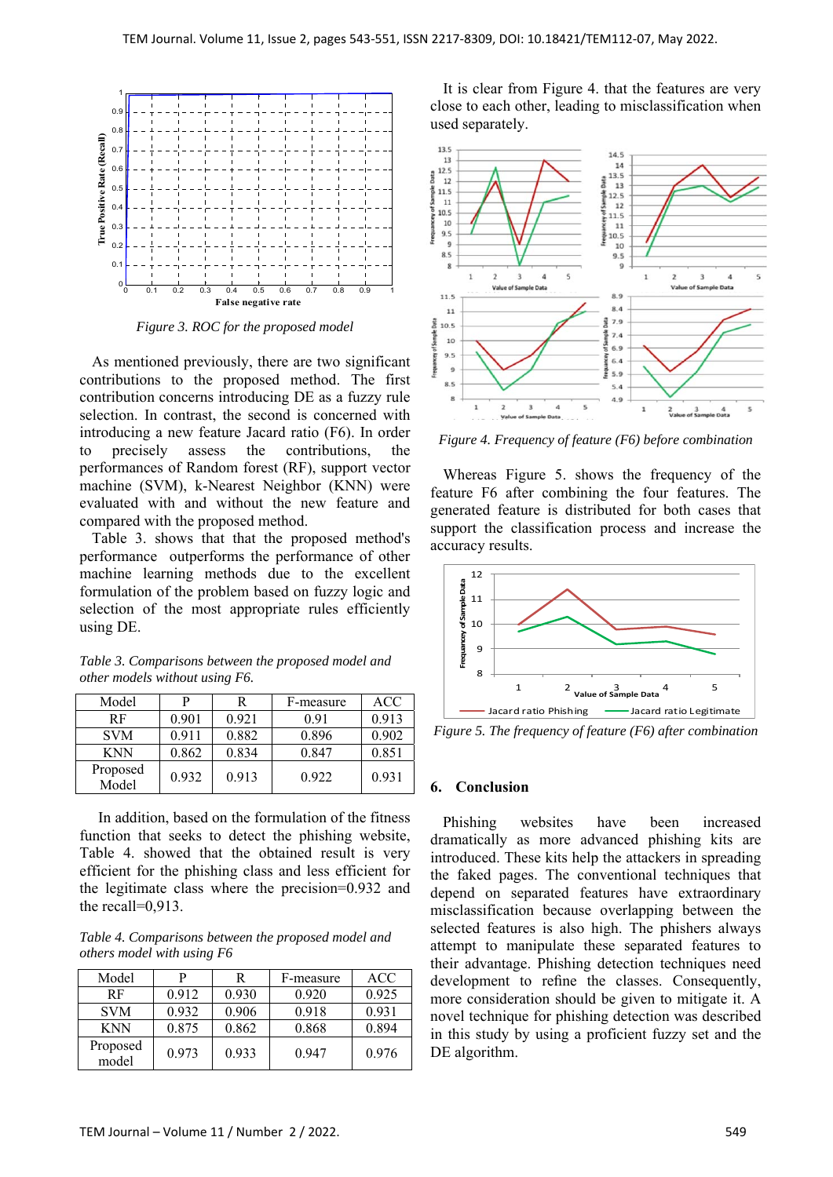*Figure 3. ROC for the proposed model*

As mentioned previously, there are two significant contributions to the proposed method. The first contribution concerns introducing DE as a fuzzy rule selection. In contrast, the second is concerned with introducing a new feature Jacard ratio (F6). In order to precisely assess the contributions, the performances of Random forest (RF), support vector machine (SVM), k-Nearest Neighbor (KNN) were evaluated with and without the new feature and compared with the proposed method.

Table 3. shows that that the proposed method's performance outperforms the performance of other machine learning methods due to the excellent formulation of the problem based on fuzzy logic and selection of the most appropriate rules efficiently using DE.

*Table 3. Comparisons between the proposed model and other models without using F6.*

| Model | P | R | F-measure | ACC |
|---|---|---|---|---|
| RF | 0.901 | 0.921 | 0.91 | 0.913 |
| SVM | 0.911 | 0.882 | 0.896 | 0.902 |
| KNN | 0.862 | 0.834 | 0.847 | 0.851 |
| Proposed Model | 0.932 | 0.913 | 0.922 | 0.931 |

In addition, based on the formulation of the fitness function that seeks to detect the phishing website, Table 4. showed that the obtained result is very efficient for the phishing class and less efficient for the legitimate class where the precision=0.932 and the recall=0,913.

*Table 4. Comparisons between the proposed model and others model with using F6*

| Model | P | R | F-measure | ACC |
|---|---|---|---|---|
| RF | 0.912 | 0.930 | 0.920 | 0.925 |
| SVM | 0.932 | 0.906 | 0.918 | 0.931 |
| KNN | 0.875 | 0.862 | 0.868 | 0.894 |
| Proposed model | 0.973 | 0.933 | 0.947 | 0.976 |

It is clear from Figure 4. that the features are very close to each other, leading to misclassification when used separately.

*Figure 4. Frequency of feature (F6) before combination*

Whereas Figure 5. shows the frequency of the feature F6 after combining the four features. The generated feature is distributed for both cases that support the classification process and increase the accuracy results.

*Figure 5. The frequency of feature (F6) after combination*

## 6. Conclusion

Phishing websites have been increased dramatically as more advanced phishing kits are introduced. These kits help the attackers in spreading the faked pages. The conventional techniques that depend on separated features have extraordinary misclassification because overlapping between the selected features is also high. The phishers always attempt to manipulate these separated features to their advantage. Phishing detection techniques need development to refine the classes. Consequently, more consideration should be given to mitigate it. A novel technique for phishing detection was described in this study by using a proficient fuzzy set and the DE algorithm.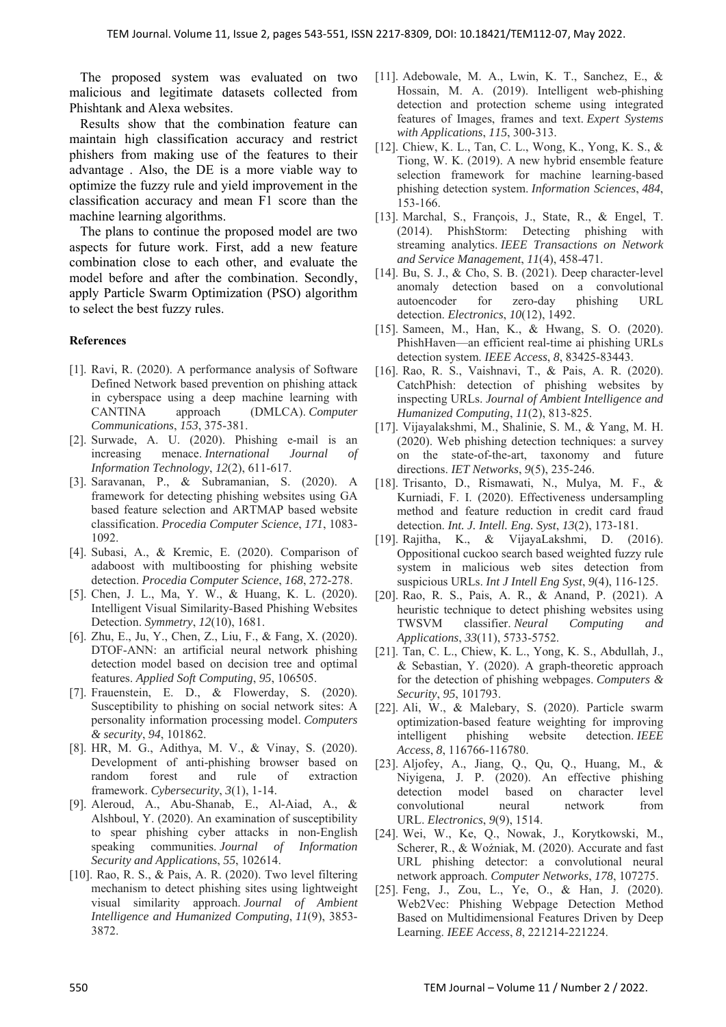The proposed system was evaluated on two malicious and legitimate datasets collected from Phishtank and Alexa websites.

Results show that the combination feature can maintain high classification accuracy and restrict phishers from making use of the features to their advantage . Also, the DE is a more viable way to optimize the fuzzy rule and yield improvement in the classification accuracy and mean F1 score than the machine learning algorithms.

The plans to continue the proposed model are two aspects for future work. First, add a new feature combination close to each other, and evaluate the model before and after the combination. Secondly, apply Particle Swarm Optimization (PSO) algorithm to select the best fuzzy rules.

**References**

[1]. Ravi, R. (2020). A performance analysis of Software Defined Network based prevention on phishing attack in cyberspace using a deep machine learning with CANTINA approach (DMLCA). *Computer Communications*, *153*, 375-381.

[2]. Surwade, A. U. (2020). Phishing e-mail is an increasing menace. *International Journal of Information Technology*, *12*(2), 611-617.

[3]. Saravanan, P., & Subramanian, S. (2020). A framework for detecting phishing websites using GA based feature selection and ARTMAP based website classification. *Procedia Computer Science*, *171*, 1083-1092.

[4]. Subasi, A., & Kremic, E. (2020). Comparison of adaboost with multiboosting for phishing website detection. *Procedia Computer Science*, *168*, 272-278.

[5]. Chen, J. L., Ma, Y. W., & Huang, K. L. (2020). Intelligent Visual Similarity-Based Phishing Websites Detection. *Symmetry*, *12*(10), 1681.

[6]. Zhu, E., Ju, Y., Chen, Z., Liu, F., & Fang, X. (2020). DTOF-ANN: an artificial neural network phishing detection model based on decision tree and optimal features. *Applied Soft Computing*, *95*, 106505.

[7]. Frauenstein, E. D., & Flowerday, S. (2020). Susceptibility to phishing on social network sites: A personality information processing model. *Computers & security*, *94*, 101862.

[8]. HR, M. G., Adithya, M. V., & Vinay, S. (2020). Development of anti-phishing browser based on random forest and rule of extraction framework. *Cybersecurity*, *3*(1), 1-14.

[9]. Aleroud, A., Abu-Shanab, E., Al-Aiad, A., & Alshboul, Y. (2020). An examination of susceptibility to spear phishing cyber attacks in non-English speaking communities. *Journal of Information Security and Applications*, *55*, 102614.

[10]. Rao, R. S., & Pais, A. R. (2020). Two level filtering mechanism to detect phishing sites using lightweight visual similarity approach. *Journal of Ambient Intelligence and Humanized Computing*, *11*(9), 3853-3872.

[11]. Adebowale, M. A., Lwin, K. T., Sanchez, E., & Hossain, M. A. (2019). Intelligent web-phishing detection and protection scheme using integrated features of Images, frames and text. *Expert Systems with Applications*, *115*, 300-313.

[12]. Chiew, K. L., Tan, C. L., Wong, K., Yong, K. S., & Tiong, W. K. (2019). A new hybrid ensemble feature selection framework for machine learning-based phishing detection system. *Information Sciences*, *484*, 153-166.

[13]. Marchal, S., François, J., State, R., & Engel, T. (2014). PhishStorm: Detecting phishing with streaming analytics. *IEEE Transactions on Network and Service Management*, *11*(4), 458-471.

[14]. Bu, S. J., & Cho, S. B. (2021). Deep character-level anomaly detection based on a convolutional autoencoder for zero-day phishing URL detection. *Electronics*, *10*(12), 1492.

[15]. Sameen, M., Han, K., & Hwang, S. O. (2020). PhishHaven—an efficient real-time ai phishing URLs detection system. *IEEE Access*, *8*, 83425-83443.

[16]. Rao, R. S., Vaishnavi, T., & Pais, A. R. (2020). CatchPhish: detection of phishing websites by inspecting URLs. *Journal of Ambient Intelligence and Humanized Computing*, *11*(2), 813-825.

[17]. Vijayalakshmi, M., Shalinie, S. M., & Yang, M. H. (2020). Web phishing detection techniques: a survey on the state-of-the-art, taxonomy and future directions. *IET Networks*, *9*(5), 235-246.

[18]. Trisanto, D., Rismawati, N., Mulya, M. F., & Kurniadi, F. I. (2020). Effectiveness undersampling method and feature reduction in credit card fraud detection. *Int. J. Intell. Eng. Syst*, *13*(2), 173-181.

[19]. Rajitha, K., & VijayaLakshmi, D. (2016). Oppositional cuckoo search based weighted fuzzy rule system in malicious web sites detection from suspicious URLs. *Int J Intell Eng Syst*, *9*(4), 116-125.

[20]. Rao, R. S., Pais, A. R., & Anand, P. (2021). A heuristic technique to detect phishing websites using TWSVM classifier. *Neural Computing and Applications*, *33*(11), 5733-5752.

[21]. Tan, C. L., Chiew, K. L., Yong, K. S., Abdullah, J., & Sebastian, Y. (2020). A graph-theoretic approach for the detection of phishing webpages. *Computers & Security*, *95*, 101793.

[22]. Ali, W., & Malebary, S. (2020). Particle swarm optimization-based feature weighting for improving intelligent phishing website detection. *IEEE Access*, *8*, 116766-116780.

[23]. Aljofey, A., Jiang, Q., Qu, Q., Huang, M., & Niyigena, J. P. (2020). An effective phishing detection model based on character level convolutional neural network from URL. *Electronics*, *9*(9), 1514.

[24]. Wei, W., Ke, Q., Nowak, J., Korytkowski, M., Scherer, R., & Woźniak, M. (2020). Accurate and fast URL phishing detector: a convolutional neural network approach. *Computer Networks*, *178*, 107275.

[25]. Feng, J., Zou, L., Ye, O., & Han, J. (2020). Web2Vec: Phishing Webpage Detection Method Based on Multidimensional Features Driven by Deep Learning. *IEEE Access*, *8*, 221214-221224.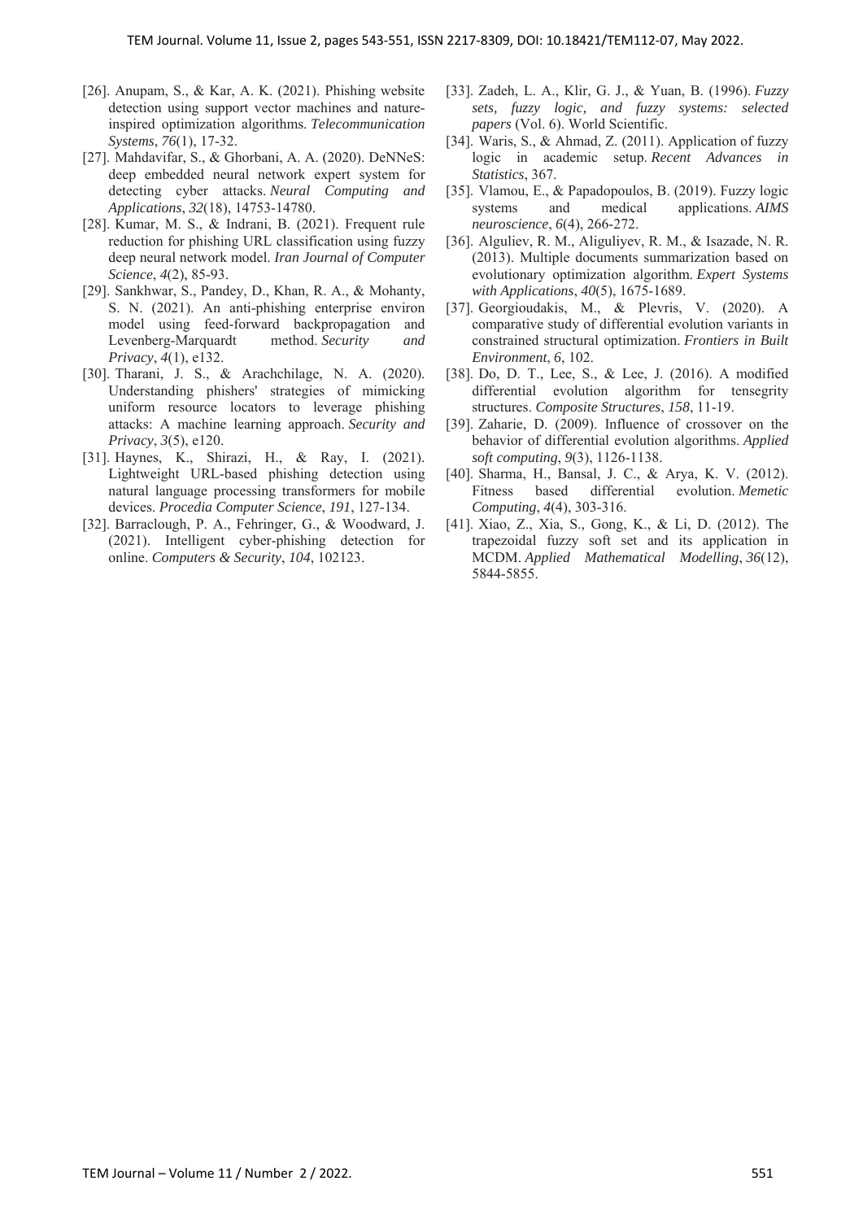[26]. Anupam, S., & Kar, A. K. (2021). Phishing website detection using support vector machines and nature-inspired optimization algorithms. *Telecommunication Systems*, *76*(1), 17-32.

[27]. Mahdavifar, S., & Ghorbani, A. A. (2020). DeNNeS: deep embedded neural network expert system for detecting cyber attacks. *Neural Computing and Applications*, *32*(18), 14753-14780.

[28]. Kumar, M. S., & Indrani, B. (2021). Frequent rule reduction for phishing URL classification using fuzzy deep neural network model. *Iran Journal of Computer Science*, *4*(2), 85-93.

[29]. Sankhwar, S., Pandey, D., Khan, R. A., & Mohanty, S. N. (2021). An anti-phishing enterprise environ model using feed-forward backpropagation and Levenberg-Marquardt method. *Security and Privacy*, *4*(1), e132.

[30]. Tharani, J. S., & Arachchilage, N. A. (2020). Understanding phishers' strategies of mimicking uniform resource locators to leverage phishing attacks: A machine learning approach. *Security and Privacy*, *3*(5), e120.

[31]. Haynes, K., Shirazi, H., & Ray, I. (2021). Lightweight URL-based phishing detection using natural language processing transformers for mobile devices. *Procedia Computer Science*, *191*, 127-134.

[32]. Barraclough, P. A., Fehringer, G., & Woodward, J. (2021). Intelligent cyber-phishing detection for online. *Computers & Security*, *104*, 102123.

[33]. Zadeh, L. A., Klir, G. J., & Yuan, B. (1996). *Fuzzy sets, fuzzy logic, and fuzzy systems: selected papers* (Vol. 6). World Scientific.

[34]. Waris, S., & Ahmad, Z. (2011). Application of fuzzy logic in academic setup. *Recent Advances in Statistics*, 367.

[35]. Vlamou, E., & Papadopoulos, B. (2019). Fuzzy logic systems and medical applications. *AIMS neuroscience*, *6*(4), 266-272.

[36]. Alguliev, R. M., Aliguliyev, R. M., & Isazade, N. R. (2013). Multiple documents summarization based on evolutionary optimization algorithm. *Expert Systems with Applications*, *40*(5), 1675-1689.

[37]. Georgioudakis, M., & Plevris, V. (2020). A comparative study of differential evolution variants in constrained structural optimization. *Frontiers in Built Environment*, *6*, 102.

[38]. Do, D. T., Lee, S., & Lee, J. (2016). A modified differential evolution algorithm for tensegrity structures. *Composite Structures*, *158*, 11-19.

[39]. Zaharie, D. (2009). Influence of crossover on the behavior of differential evolution algorithms. *Applied soft computing*, *9*(3), 1126-1138.

[40]. Sharma, H., Bansal, J. C., & Arya, K. V. (2012). Fitness based differential evolution. *Memetic Computing*, *4*(4), 303-316.

[41]. Xiao, Z., Xia, S., Gong, K., & Li, D. (2012). The trapezoidal fuzzy soft set and its application in MCDM. *Applied Mathematical Modelling*, *36*(12), 5844-5855.